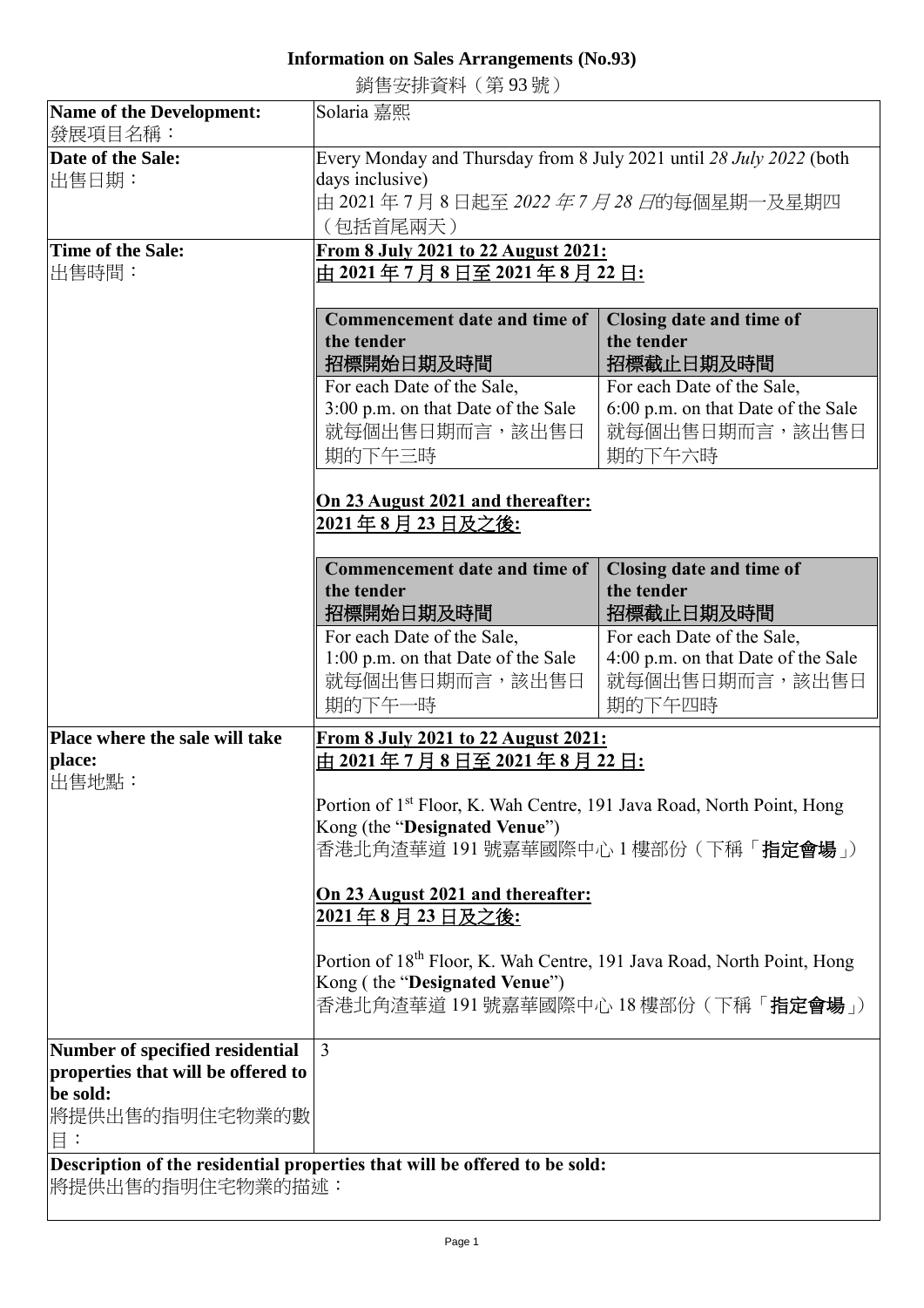# Information on Sales Arrangements (No.93)

銷售安排資料（第 93 號）

| Name of the Development:<br>發展項目名稱： | Solaria 嘉熙 |
|---|---|
| **Date of the Sale:**<br>出售日期： | Every Monday and Thursday from 8 July 2021 until *28 July 2022* (both days inclusive)<br>由 2021 年 7 月 8 日起至 *2022 年 7 月 28 日*的每個星期一及星期四（包括首尾兩天） |
| **Time of the Sale:**<br>出售時間： | **From 8 July 2021 to 22 August 2021:**<br>**由 2021 年 7 月 8 日至 2021 年 8 月 22 日:**<br><br>**Commencement date and time of the tender 招標開始日期及時間:** For each Date of the Sale, 3:00 p.m. on that Date of the Sale 就每個出售日期而言，該出售日期的下午三時<br>**Closing date and time of the tender 招標截止日期及時間:** For each Date of the Sale, 6:00 p.m. on that Date of the Sale 就每個出售日期而言，該出售日期的下午六時<br><br>**On 23 August 2021 and thereafter:**<br>**2021 年 8 月 23 日及之後:**<br><br>**Commencement date and time of the tender 招標開始日期及時間:** For each Date of the Sale, 1:00 p.m. on that Date of the Sale 就每個出售日期而言，該出售日期的下午一時<br>**Closing date and time of the tender 招標截止日期及時間:** For each Date of the Sale, 4:00 p.m. on that Date of the Sale 就每個出售日期而言，該出售日期的下午四時 |
| **Place where the sale will take place:**<br>出售地點： | **From 8 July 2021 to 22 August 2021:**<br>**由 2021 年 7 月 8 日至 2021 年 8 月 22 日:**<br><br>Portion of 1st Floor, K. Wah Centre, 191 Java Road, North Point, Hong Kong (the "**Designated Venue**")<br>香港北角渣華道 191 號嘉華國際中心 1 樓部份（下稱「**指定會場**」）<br><br>**On 23 August 2021 and thereafter:**<br>**2021 年 8 月 23 日及之後:**<br><br>Portion of 18th Floor, K. Wah Centre, 191 Java Road, North Point, Hong Kong ( the "**Designated Venue**")<br>香港北角渣華道 191 號嘉華國際中心 18 樓部份（下稱「**指定會場**」） |
| **Number of specified residential properties that will be offered to be sold:**<br>將提供出售的指明住宅物業的數目： | 3 |

**Description of the residential properties that will be offered to be sold:**

將提供出售的指明住宅物業的描述：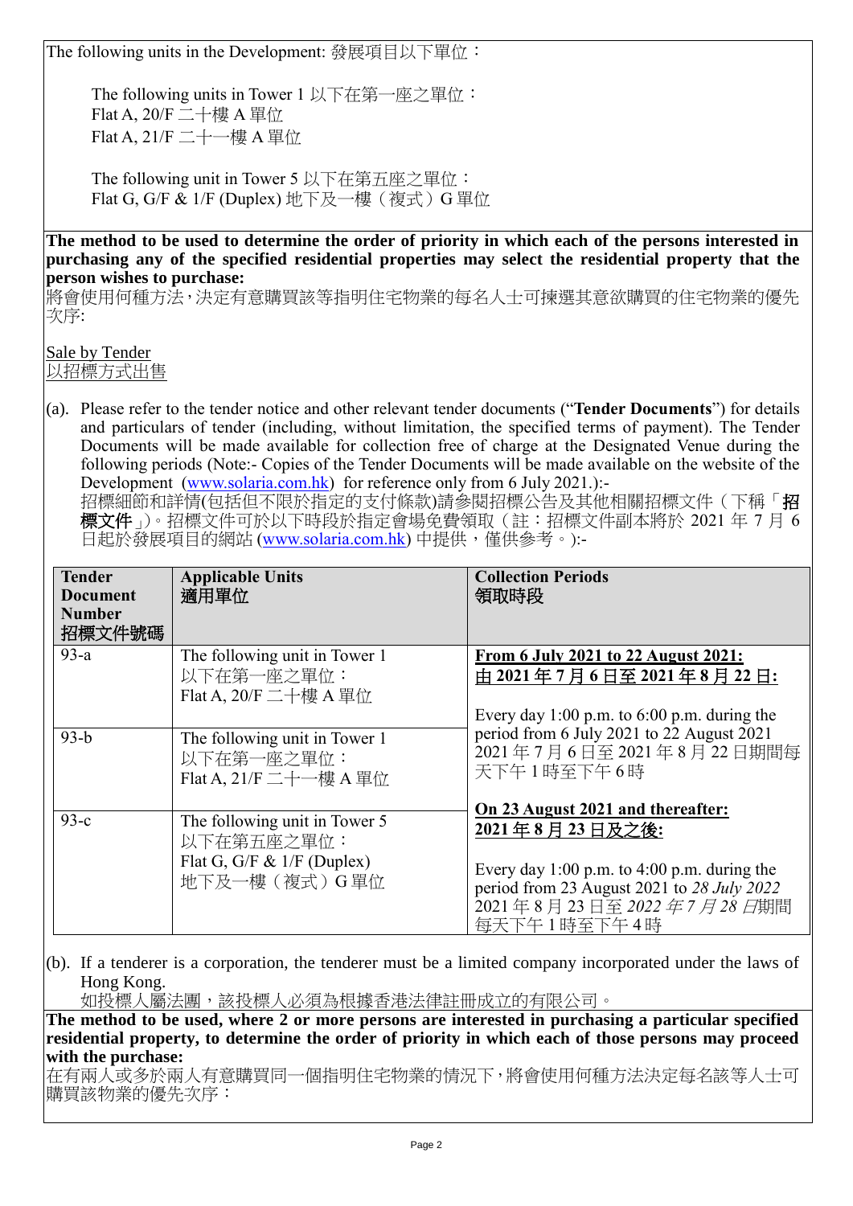The following units in the Development: 發展項目以下單位：

The following units in Tower 1 以下在第一座之單位：
Flat A, 20/F 二十樓 A 單位
Flat A, 21/F 二十一樓 A 單位

The following unit in Tower 5 以下在第五座之單位：
Flat G, G/F & 1/F (Duplex) 地下及一樓（複式）G 單位

**The method to be used to determine the order of priority in which each of the persons interested in purchasing any of the specified residential properties may select the residential property that the person wishes to purchase:**
將會使用何種方法，決定有意購買該等指明住宅物業的每名人士可揀選其意欲購買的住宅物業的優先次序:

Sale by Tender
以招標方式出售

(a). Please refer to the tender notice and other relevant tender documents ("**Tender Documents**") for details and particulars of tender (including, without limitation, the specified terms of payment). The Tender Documents will be made available for collection free of charge at the Designated Venue during the following periods (Note:- Copies of the Tender Documents will be made available on the website of the Development (www.solaria.com.hk) for reference only from 6 July 2021.):-
招標細節和詳情(包括但不限於指定的支付條款)請參閱招標公告及其他相關招標文件（下稱「**招標文件**」)。招標文件可於以下時段於指定會場免費領取（註：招標文件副本將於 2021 年 7 月 6 日起於發展項目的網站 (www.solaria.com.hk) 中提供，僅供參考。):-

| **Tender Document Number 招標文件號碼** | **Applicable Units 適用單位** | **Collection Periods 領取時段** |
|---|---|---|
| 93-a | The following unit in Tower 1 以下在第一座之單位：Flat A, 20/F 二十樓 A 單位 | **From 6 July 2021 to 22 August 2021: 由 2021 年 7 月 6 日至 2021 年 8 月 22 日:** Every day 1:00 p.m. to 6:00 p.m. during the period from 6 July 2021 to 22 August 2021 2021 年 7 月 6 日至 2021 年 8 月 22 日期間每天下午 1 時至下午 6 時 **On 23 August 2021 and thereafter: 2021 年 8 月 23 日及之後:** Every day 1:00 p.m. to 4:00 p.m. during the period from 23 August 2021 to *28 July 2022* 2021 年 8 月 23 日至 *2022 年 7 月 28 日*期間每天下午 1 時至下午 4 時 |
| 93-b | The following unit in Tower 1 以下在第一座之單位：Flat A, 21/F 二十一樓 A 單位 | |
| 93-c | The following unit in Tower 5 以下在第五座之單位：Flat G, G/F & 1/F (Duplex) 地下及一樓（複式）G 單位 | |

(b). If a tenderer is a corporation, the tenderer must be a limited company incorporated under the laws of Hong Kong.
如投標人屬法團，該投標人必須為根據香港法律註冊成立的有限公司。

**The method to be used, where 2 or more persons are interested in purchasing a particular specified residential property, to determine the order of priority in which each of those persons may proceed with the purchase:**
在有兩人或多於兩人有意購買同一個指明住宅物業的情況下，將會使用何種方法決定每名該等人士可購買該物業的優先次序：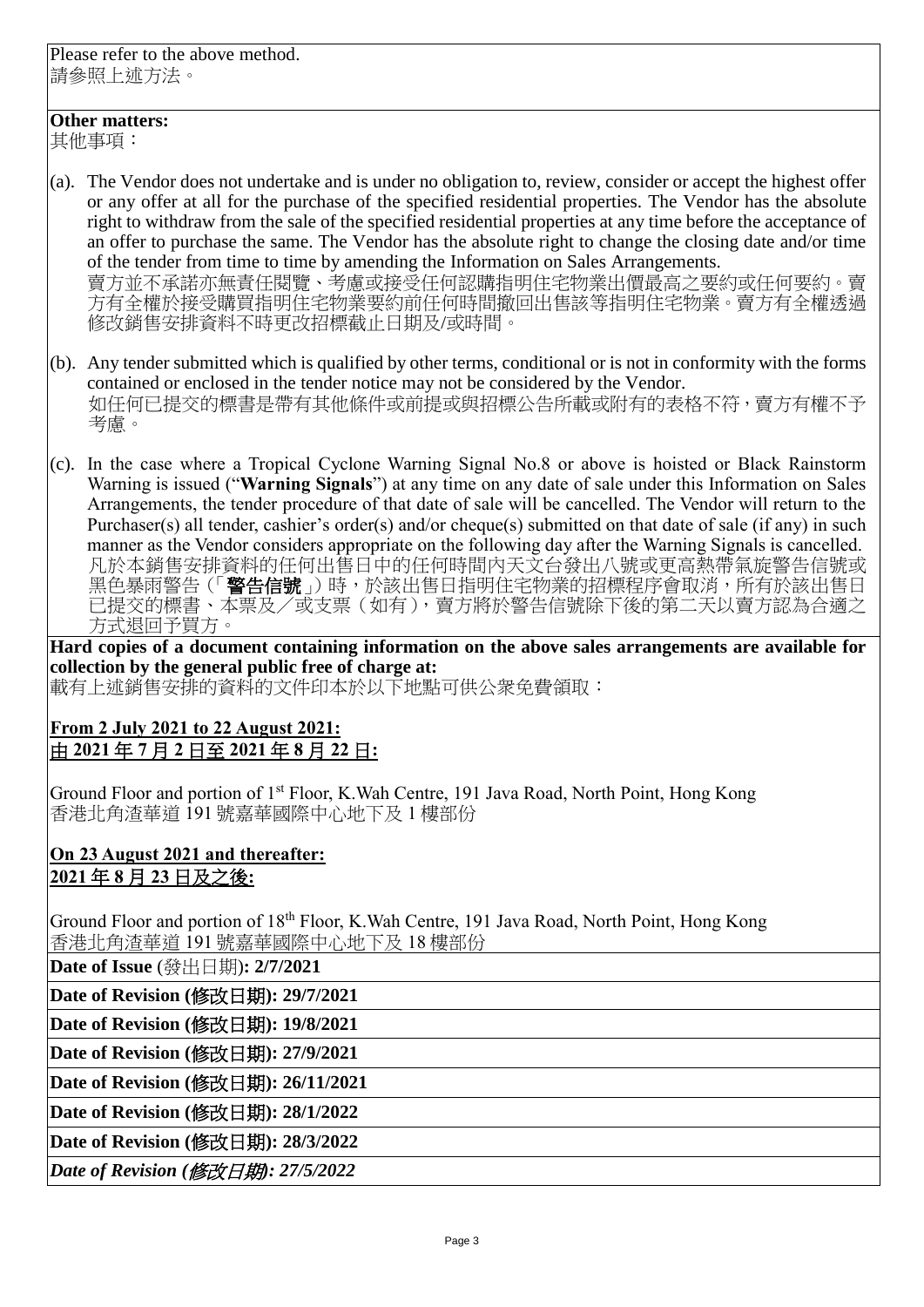Please refer to the above method.
請參照上述方法。

**Other matters:**
其他事項：

(a). The Vendor does not undertake and is under no obligation to, review, consider or accept the highest offer or any offer at all for the purchase of the specified residential properties. The Vendor has the absolute right to withdraw from the sale of the specified residential properties at any time before the acceptance of an offer to purchase the same. The Vendor has the absolute right to change the closing date and/or time of the tender from time to time by amending the Information on Sales Arrangements.
賣方並不承諾亦無責任閱覽、考慮或接受任何認購指明住宅物業出價最高之要約或任何要約。賣方有全權於接受購買指明住宅物業要約前任何時間撤回出售該等指明住宅物業。賣方有全權透過修改銷售安排資料不時更改招標截止日期及/或時間。

(b). Any tender submitted which is qualified by other terms, conditional or is not in conformity with the forms contained or enclosed in the tender notice may not be considered by the Vendor.
如任何已提交的標書是帶有其他條件或前提或與招標公告所載或附有的表格不符，賣方有權不予考慮。

(c). In the case where a Tropical Cyclone Warning Signal No.8 or above is hoisted or Black Rainstorm Warning is issued ("**Warning Signals**") at any time on any date of sale under this Information on Sales Arrangements, the tender procedure of that date of sale will be cancelled. The Vendor will return to the Purchaser(s) all tender, cashier's order(s) and/or cheque(s) submitted on that date of sale (if any) in such manner as the Vendor considers appropriate on the following day after the Warning Signals is cancelled.
凡於本銷售安排資料的任何出售日中的任何時間內天文台發出八號或更高熱帶氣旋警告信號或黑色暴雨警告（「**警告信號**」）時，於該出售日指明住宅物業的招標程序會取消，所有於該出售日已提交的標書、本票及／或支票（如有），賣方將於警告信號除下後的第二天以賣方認為合適之方式退回予買方。

**Hard copies of a document containing information on the above sales arrangements are available for collection by the general public free of charge at:**
載有上述銷售安排的資料的文件印本於以下地點可供公眾免費領取：

**From 2 July 2021 to 22 August 2021:**
**由 2021 年 7 月 2 日至 2021 年 8 月 22 日:**

Ground Floor and portion of 1st Floor, K.Wah Centre, 191 Java Road, North Point, Hong Kong
香港北角渣華道 191 號嘉華國際中心地下及 1 樓部份

**On 23 August 2021 and thereafter:**
**2021 年 8 月 23 日及之後:**

Ground Floor and portion of 18th Floor, K.Wah Centre, 191 Java Road, North Point, Hong Kong
香港北角渣華道 191 號嘉華國際中心地下及 18 樓部份

**Date of Issue** (發出日期)**: 2/7/2021**

**Date of Revision (修改日期): 29/7/2021**

**Date of Revision (修改日期): 19/8/2021**

**Date of Revision (修改日期): 27/9/2021**

**Date of Revision (修改日期): 26/11/2021**

**Date of Revision (修改日期): 28/1/2022**

**Date of Revision (修改日期): 28/3/2022**

***Date of Revision (修改日期): 27/5/2022***